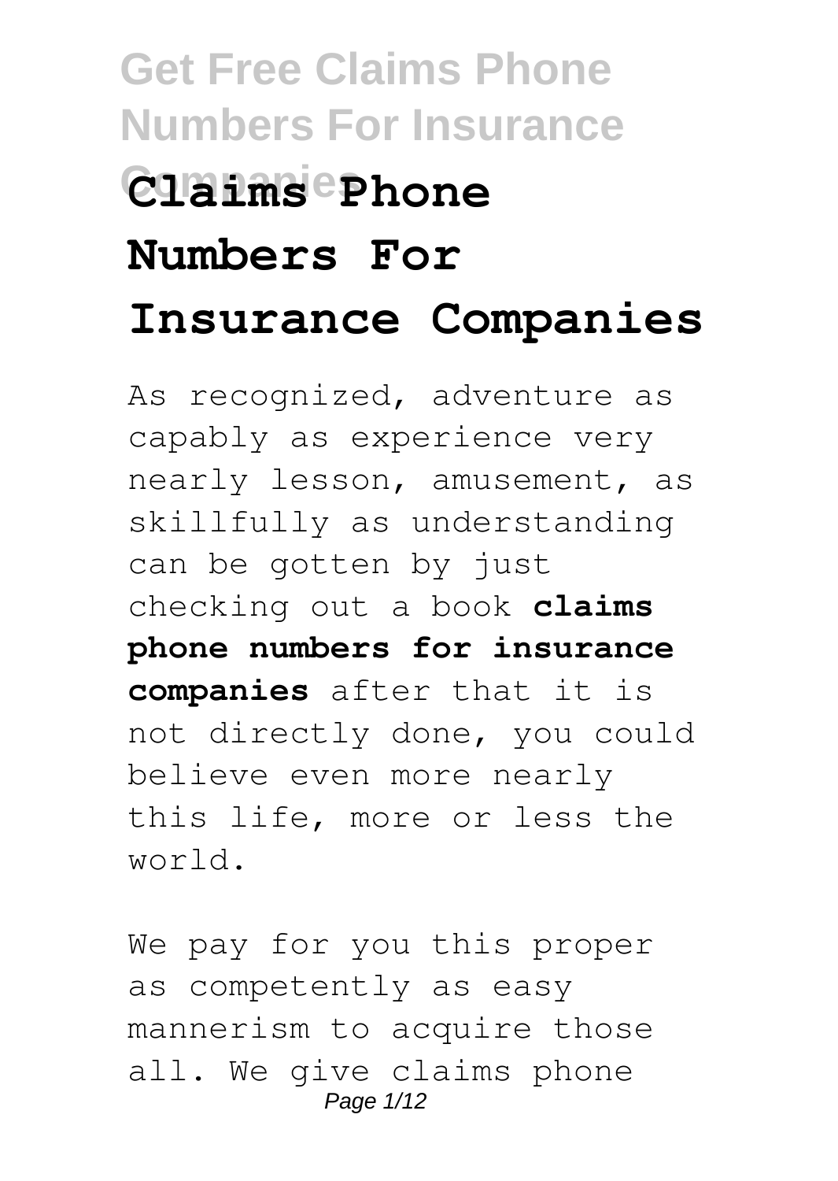# Claims Phone Numbers For Insurance Companies

As recognized, adventure as capably as experience very nearly lesson, amusement, as skillfully as understanding can be gotten by just checking out a book **claims phone numbers for insurance companies** after that it is not directly done, you could believe even more nearly this life, more or less the world.

We pay for you this proper as competently as easy mannerism to acquire those all. We give claims phone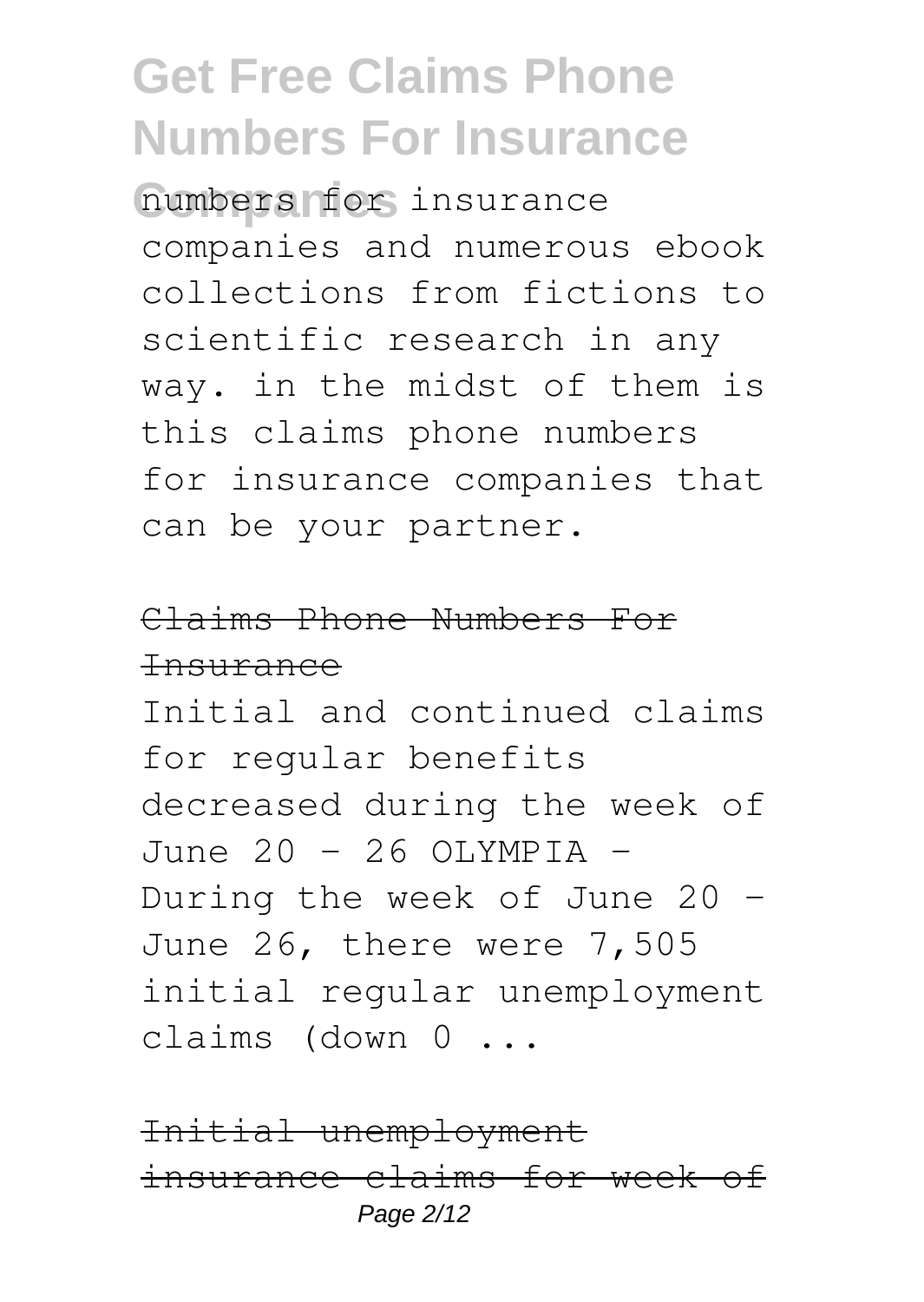numbers for insurance companies and numerous ebook collections from fictions to scientific research in any way. in the midst of them is this claims phone numbers for insurance companies that can be your partner.

## Claims Phone Numbers For Insurance

Initial and continued claims for regular benefits decreased during the week of June 20 - 26 OLYMPIA - During the week of June 20 - June 26, there were 7,505 initial regular unemployment claims (down 0 ...

## Initial unemployment insurance claims for week of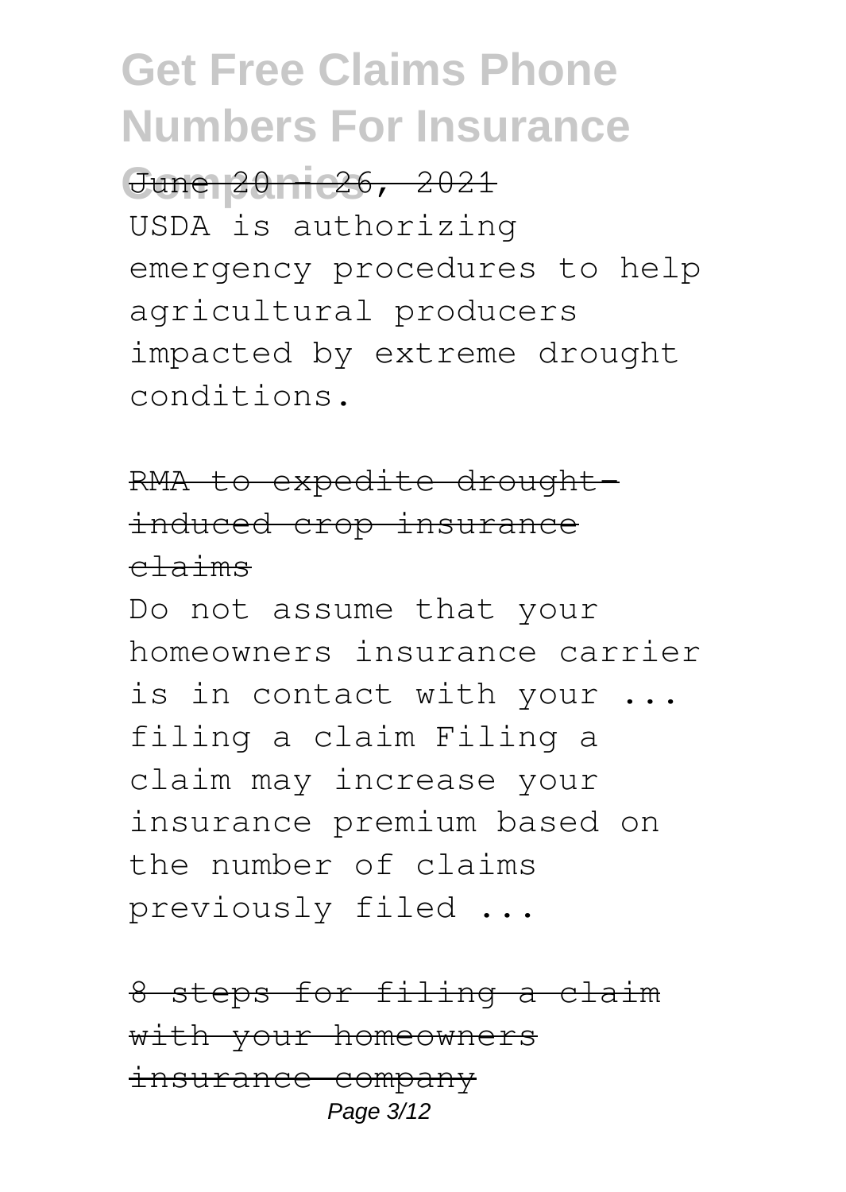June 20 - 26, 2021

USDA is authorizing emergency procedures to help agricultural producers impacted by extreme drought conditions.

RMA to expedite drought-induced crop insurance claims

Do not assume that your homeowners insurance carrier is in contact with your ... filing a claim Filing a claim may increase your insurance premium based on the number of claims previously filed ...

8 steps for filing a claim with your homeowners insurance company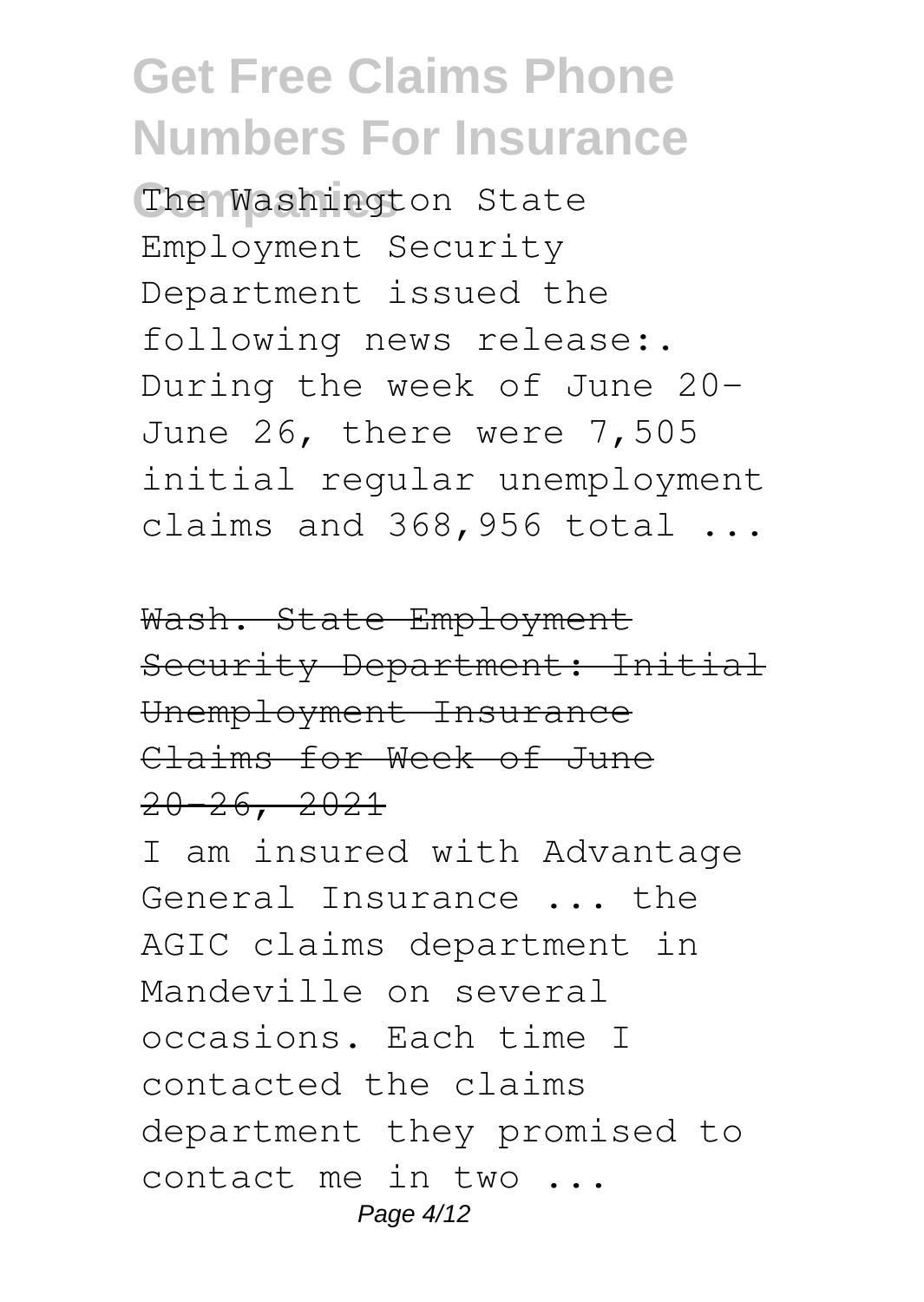The Washington State Employment Security Department issued the following news release:. During the week of June 20-June 26, there were 7,505 initial regular unemployment claims and 368,956 total ...

~~Wash. State Employment Security Department: Initial Unemployment Insurance Claims for Week of June 20-26, 2021~~

I am insured with Advantage General Insurance ... the AGIC claims department in Mandeville on several occasions. Each time I contacted the claims department they promised to contact me in two ...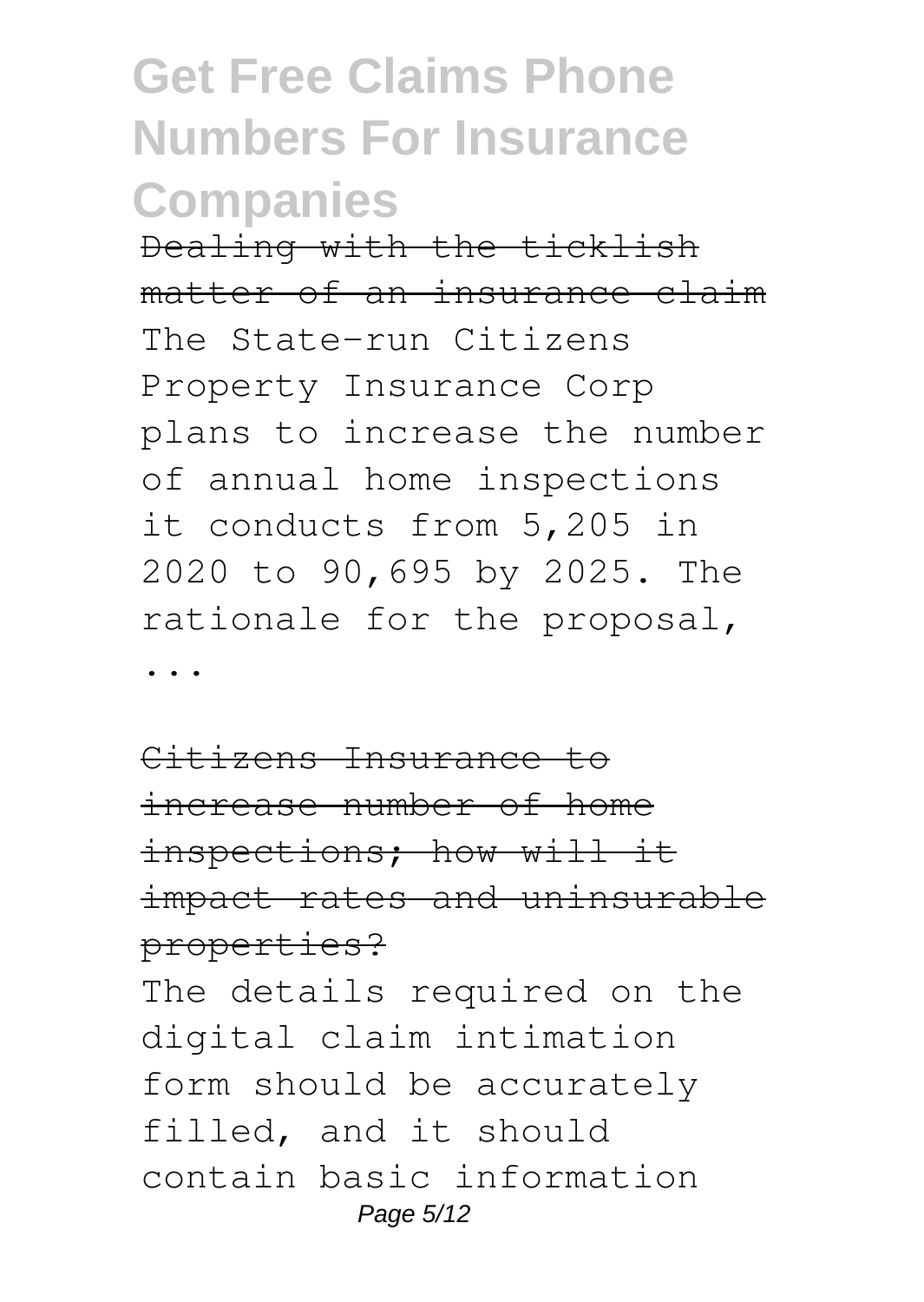# Get Free Claims Phone Numbers For Insurance Companies

Dealing with the ticklish matter of an insurance claim

The State-run Citizens Property Insurance Corp plans to increase the number of annual home inspections it conducts from 5,205 in 2020 to 90,695 by 2025. The rationale for the proposal, ...

Citizens Insurance to increase number of home inspections; how will it impact rates and uninsurable properties?

The details required on the digital claim intimation form should be accurately filled, and it should contain basic information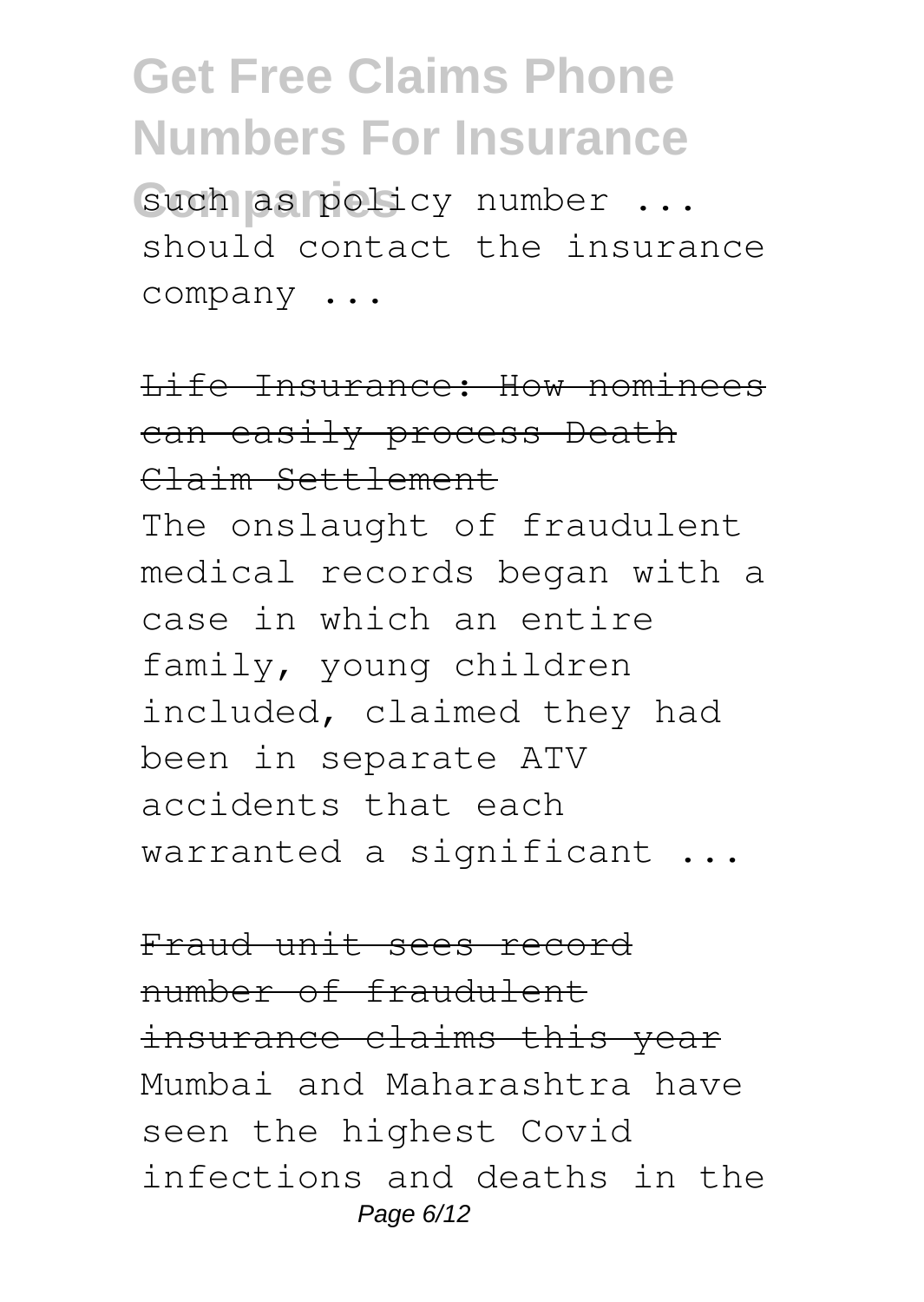such as policy number ... should contact the insurance company ...

## Life Insurance: How nominees can easily process Death Claim Settlement

The onslaught of fraudulent medical records began with a case in which an entire family, young children included, claimed they had been in separate ATV accidents that each warranted a significant ...

## Fraud unit sees record number of fraudulent insurance claims this year

Mumbai and Maharashtra have seen the highest Covid infections and deaths in the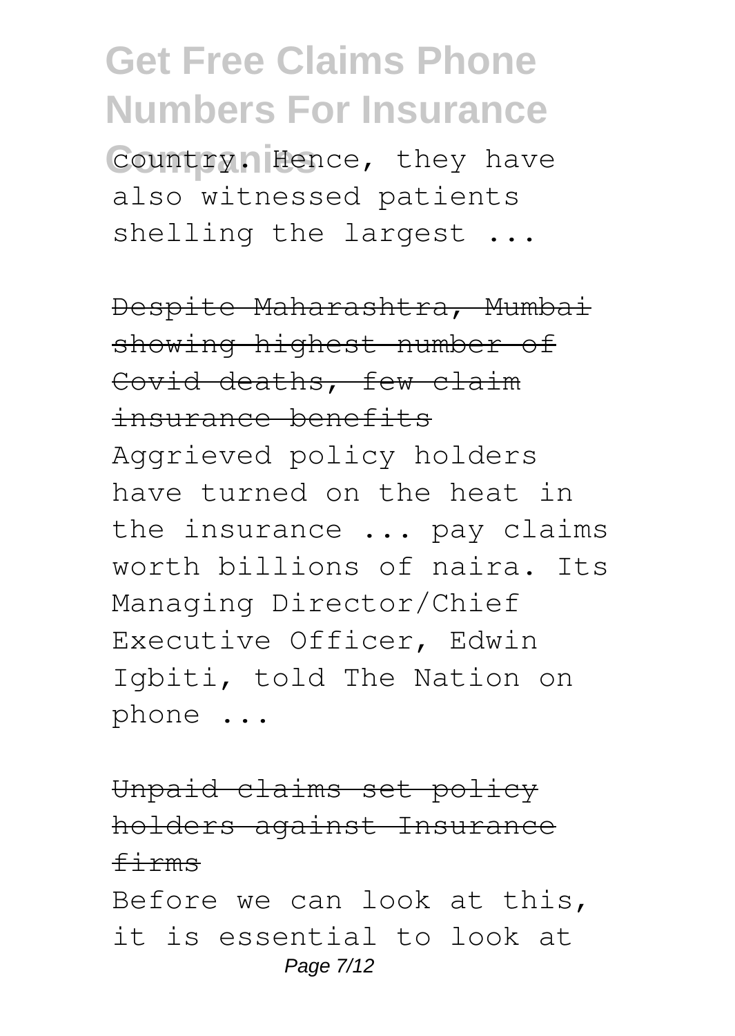country. Hence, they have also witnessed patients shelling the largest ...

Despite Maharashtra, Mumbai showing highest number of Covid deaths, few claim insurance benefits

Aggrieved policy holders have turned on the heat in the insurance ... pay claims worth billions of naira. Its Managing Director/Chief Executive Officer, Edwin Igbiti, told The Nation on phone ...

Unpaid claims set policy holders against Insurance firms

Before we can look at this, it is essential to look at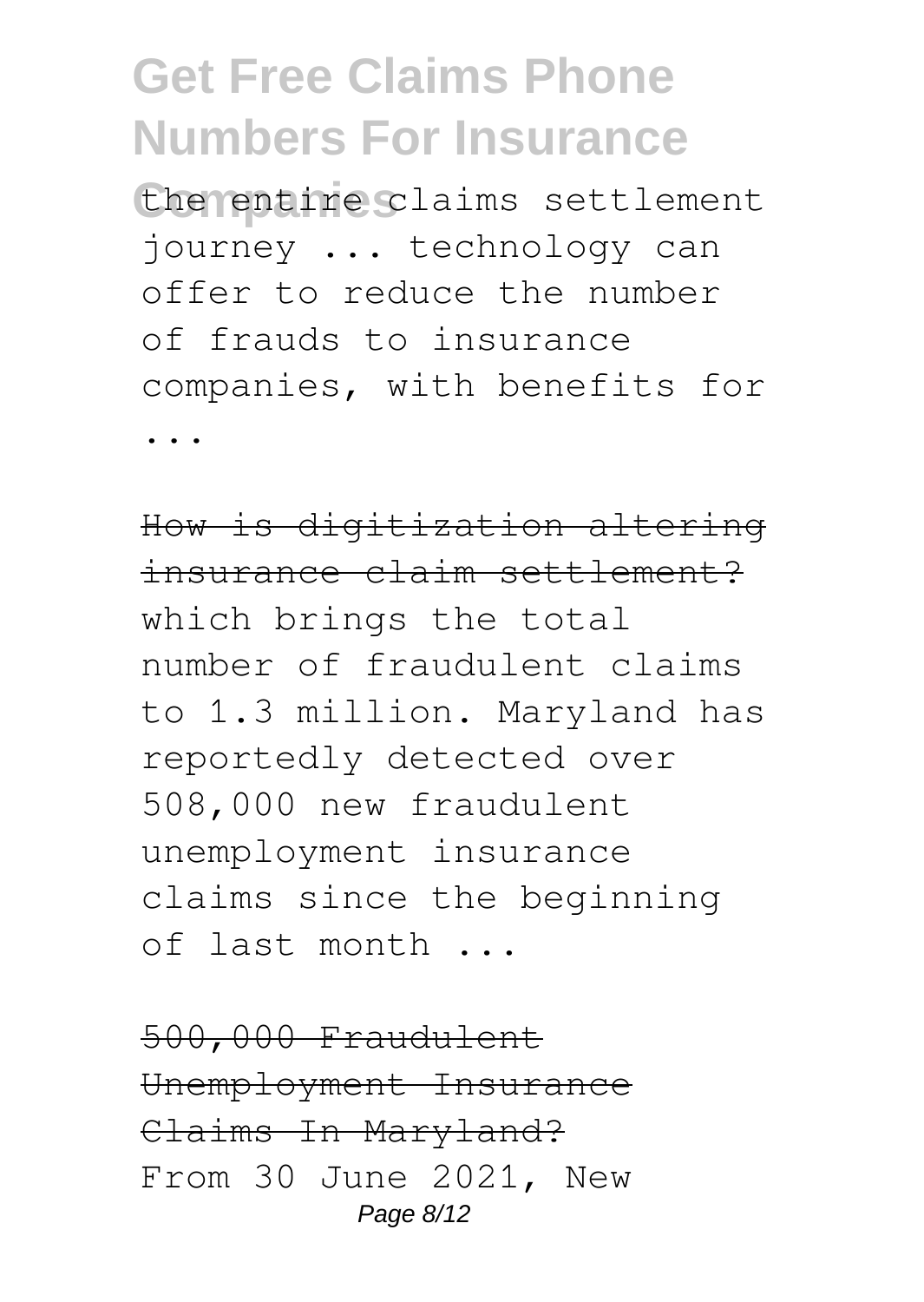the entire claims settlement journey ... technology can offer to reduce the number of frauds to insurance companies, with benefits for ...

How is digitization altering insurance claim settlement?

which brings the total number of fraudulent claims to 1.3 million. Maryland has reportedly detected over 508,000 new fraudulent unemployment insurance claims since the beginning of last month ...

500,000 Fraudulent Unemployment Insurance Claims In Maryland?

From 30 June 2021, New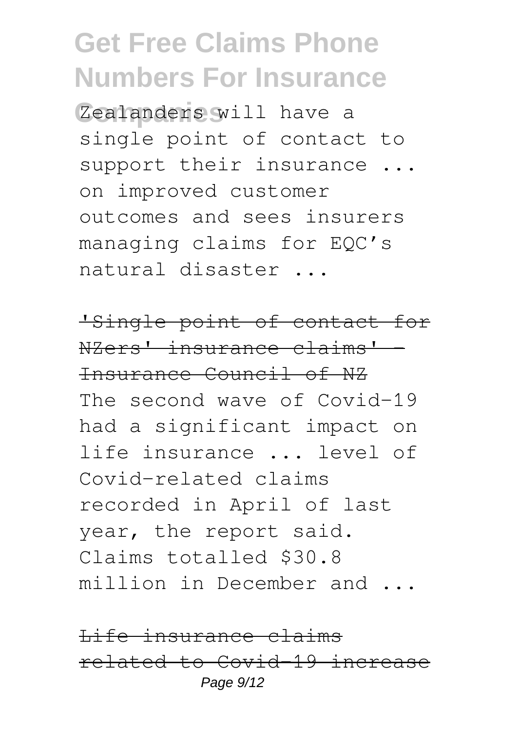Zealanders will have a single point of contact to support their insurance ... on improved customer outcomes and sees insurers managing claims for EQC's natural disaster ...

'Single point of contact for NZers' insurance claims' - Insurance Council of NZ

The second wave of Covid-19 had a significant impact on life insurance ... level of Covid-related claims recorded in April of last year, the report said. Claims totalled $30.8 million in December and ...

Life insurance claims related to Covid-19 increase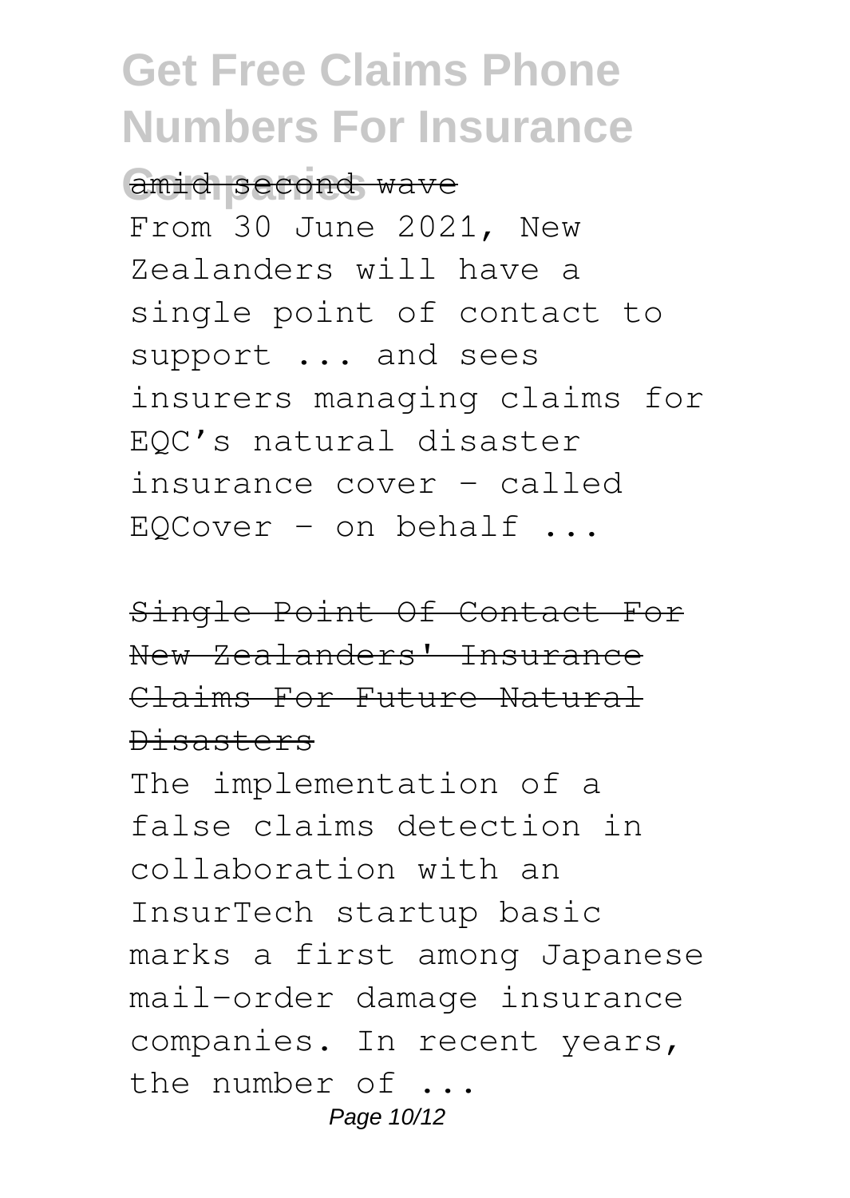amid second wave

From 30 June 2021, New Zealanders will have a single point of contact to support ... and sees insurers managing claims for EQC's natural disaster insurance cover – called EQCover – on behalf ...

Single Point Of Contact For New Zealanders' Insurance Claims For Future Natural Disasters

The implementation of a false claims detection in collaboration with an InsurTech startup basic marks a first among Japanese mail-order damage insurance companies. In recent years, the number of ...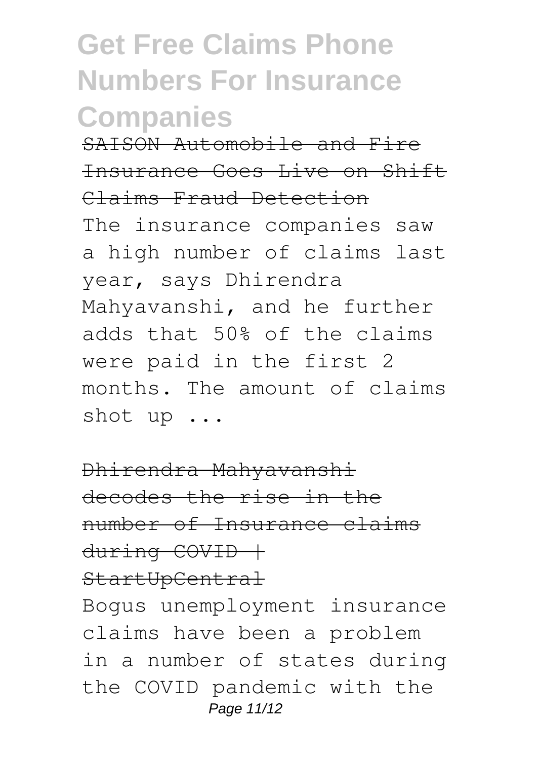SAISON Automobile and Fire Insurance Goes Live on Shift Claims Fraud Detection

The insurance companies saw a high number of claims last year, says Dhirendra Mahyavanshi, and he further adds that 50% of the claims were paid in the first 2 months. The amount of claims shot up ...

Dhirendra Mahyavanshi decodes the rise in the number of Insurance claims during COVID | StartUpCentral

Bogus unemployment insurance claims have been a problem in a number of states during the COVID pandemic with the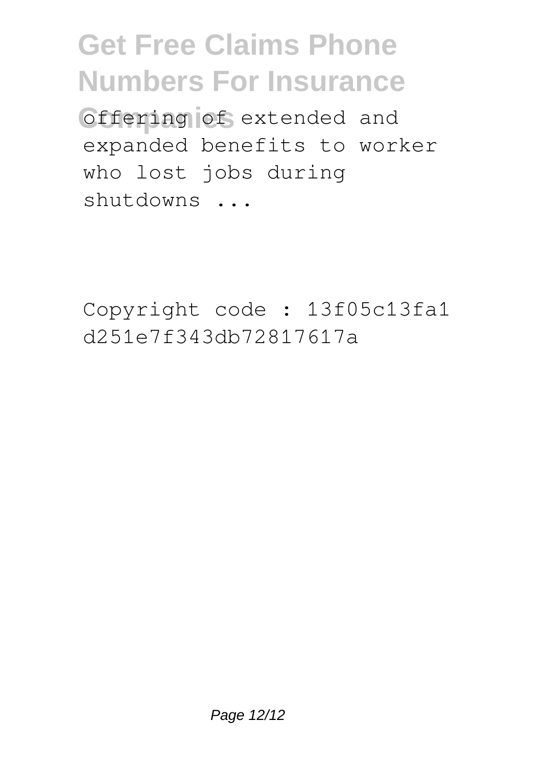offering of extended and expanded benefits to worker who lost jobs during shutdowns ...

Copyright code : 13f05c13fa1d251e7f343db72817617a